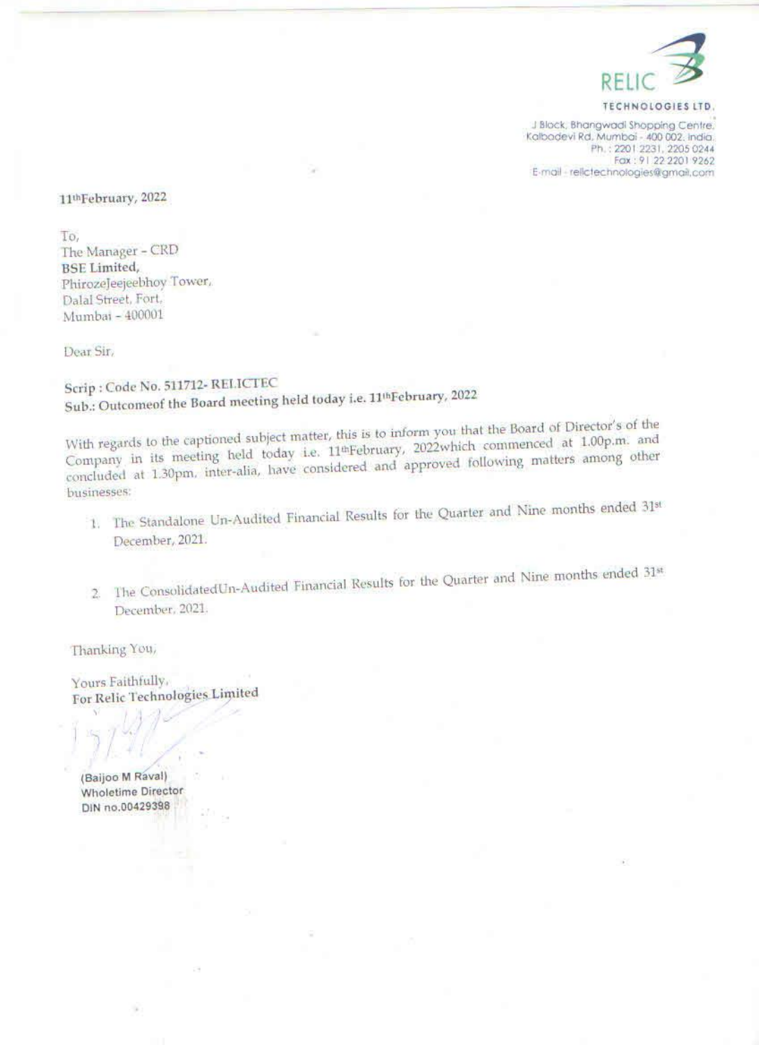RELIC

TECHNOLOGIES LTD.

J Block, Bhangwadi Shopping Centre,
Kalbadevi Rd, Mumbai - 400 002. India.
Ph. : 2201 2231, 2205 0244
Fax : 91 22 2201 9262
E-mail - relictechnologies@gmail.com

11th February, 2022

To,
The Manager - CRD
**BSE Limited,**
PhirozeJeejeebhoy Tower,
Dalal Street, Fort,
Mumbai - 400001

Dear Sir,

**Scrip : Code No. 511712- RELICTEC**
**Sub.: Outcomeof the Board meeting held today i.e. 11th February, 2022**

With regards to the captioned subject matter, this is to inform you that the Board of Director's of the Company in its meeting held today i.e. 11th February, 2022which commenced at 1.00p.m. and concluded at 1.30pm. inter-alia, have considered and approved following matters among other businesses:

1. The Standalone Un-Audited Financial Results for the Quarter and Nine months ended 31st December, 2021.

2. The ConsolidatedUn-Audited Financial Results for the Quarter and Nine months ended 31st December, 2021.

Thanking You,

Yours Faithfully,
**For Relic Technologies Limited**

(Baijoo M Raval)
Wholetime Director
DIN no.00429398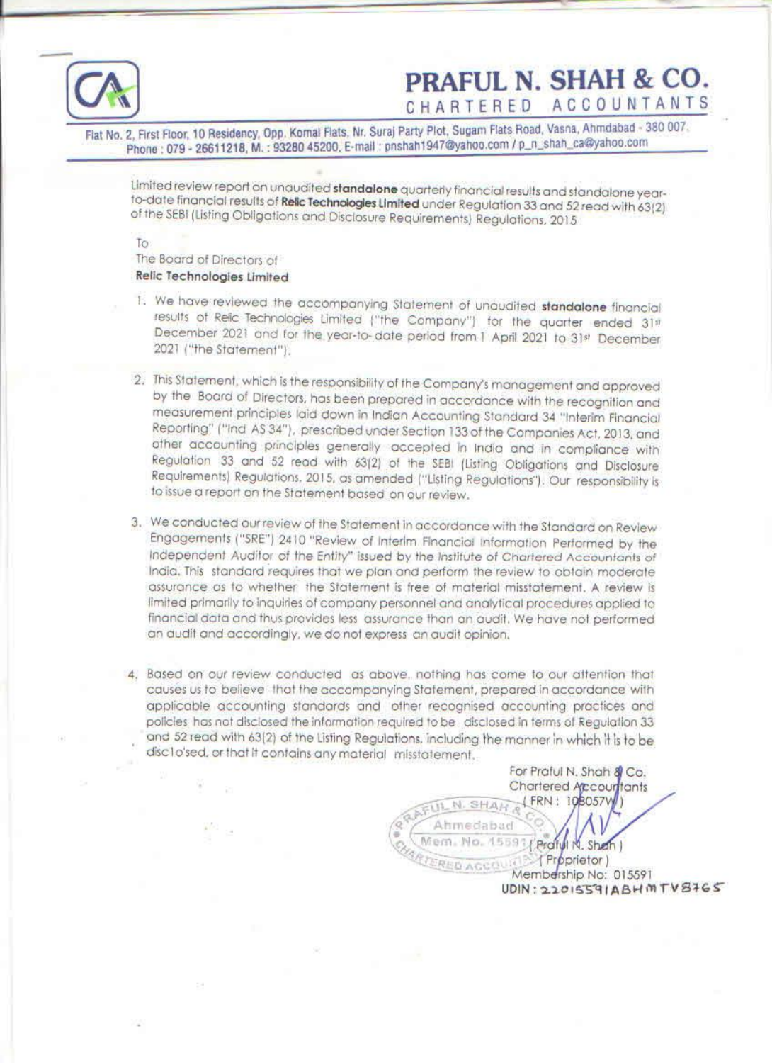# PRAFUL N. SHAH & CO.

CHARTERED ACCOUNTANTS

Flat No. 2, First Floor, 10 Residency, Opp. Komal Flats, Nr. Suraj Party Plot, Sugam Flats Road, Vasna, Ahmdabad - 380 007. Phone : 079 - 26611218, M. : 93280 45200, E-mail : pnshah1947@yahoo.com / p_n_shah_ca@yahoo.com

Limited review report on unaudited **standalone** quarterly financial results and standalone year-to-date financial results of **Relic Technologies Limited** under Regulation 33 and 52 read with 63(2) of the SEBI (Listing Obligations and Disclosure Requirements) Regulations, 2015

To
The Board of Directors of
**Relic Technologies Limited**

1. We have reviewed the accompanying Statement of unaudited **standalone** financial results of Relic Technologies Limited ("the Company") for the quarter ended 31st December 2021 and for the year-to-date period from 1 April 2021 to 31st December 2021 ("the Statement").

2. This Statement, which is the responsibility of the Company's management and approved by the Board of Directors, has been prepared in accordance with the recognition and measurement principles laid down in Indian Accounting Standard 34 "Interim Financial Reporting" ("Ind AS 34"), prescribed under Section 133 of the Companies Act, 2013, and other accounting principles generally accepted in India and in compliance with Regulation 33 and 52 read with 63(2) of the SEBI (Listing Obligations and Disclosure Requirements) Regulations, 2015, as amended ("Listing Regulations"). Our responsibility is to issue a report on the Statement based on our review.

3. We conducted our review of the Statement in accordance with the Standard on Review Engagements ("SRE") 2410 "Review of Interim Financial Information Performed by the Independent Auditor of the Entity" issued by the Institute of Chartered Accountants of India. This standard requires that we plan and perform the review to obtain moderate assurance as to whether the Statement is free of material misstatement. A review is limited primarily to inquiries of company personnel and analytical procedures applied to financial data and thus provides less assurance than an audit. We have not performed an audit and accordingly, we do not express an audit opinion.

4. Based on our review conducted as above, nothing has come to our attention that causes us to believe that the accompanying Statement, prepared in accordance with applicable accounting standards and other recognised accounting practices and policies has not disclosed the information required to be disclosed in terms of Regulation 33 and 52 read with 63(2) of the Listing Regulations, including the manner in which it is to be disclo'sed, or that it contains any material misstatement.

For Praful N. Shah & Co.
Chartered Accountants
(FRN : 108057W)

(Praful N. Shah)
(Proprietor)
Membership No: 015591
UDIN: 22015591ABHMTV8765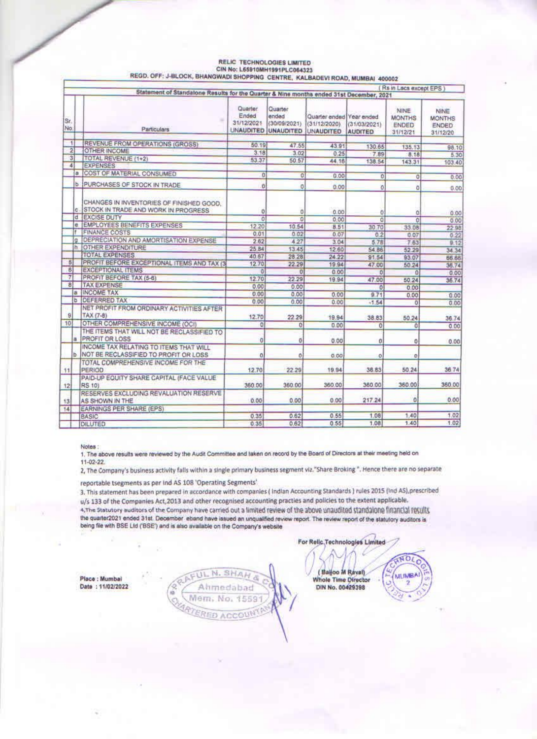**RELIC TECHNOLOGIES LIMITED**
**CIN No: L65910MH1991PLC064323**
**REGD. OFF: J-BLOCK, BHANGWADI SHOPPING CENTRE, KALBADEVI ROAD, MUMBAI 400002**

(Rs in Lacs except EPS)

**Statement of Standalone Results for the Quarter & Nine months ended 31st December, 2021**

| Sr. No. | | Particulars | Quarter Ended 31/12/2021 UNAUDITED | Quarter ended (30/09/2021) UNAUDITED | Quarter ended (31/12/2020) UNAUDITED | Year ended (31/03/2021) AUDITED | NINE MONTHS ENDED 31/12/21 | NINE MONTHS ENDED 31/12/20 |
|---|---|---|---|---|---|---|---|---|
| 1 | | REVENUE FROM OPERATIONS (GROSS) | 50.19 | 47.55 | 43.91 | 130.65 | 135.13 | 98.10 |
| 2 | | OTHER INCOME | 3.18 | 3.02 | 0.25 | 7.89 | 8.18 | 5.30 |
| 3 | | TOTAL REVENUE (1+2) | 53.37 | 50.57 | 44.16 | 138.54 | 143.31 | 103.40 |
| 4 | | EXPENSES | | | | | | |
| | a | COST OF MATERIAL CONSUMED | 0 | 0 | 0.00 | 0 | 0 | 0.00 |
| | b | PURCHASES OF STOCK IN TRADE | 0 | 0 | 0.00 | 0 | 0 | 0.00 |
| | c | CHANGES IN INVENTORIES OF FINISHED GOOD, STOCK IN TRADE AND WORK IN PROGRESS | 0 | 0 | 0.00 | 0 | 0 | 0.00 |
| | d | EXCISE DUTY | 0 | 0 | 0.00 | 0 | 0 | 0.00 |
| | e | EMPLOYEES BENEFITS EXPENSES | 12.20 | 10.54 | 8.51 | 30.70 | 33.08 | 22.98 |
| | f | FINANCE COSTS | 0.01 | 0.02 | 0.07 | 0.2 | 0.07 | 0.22 |
| | g | DEPRECIATION AND AMORTISATION EXPENSE | 2.62 | 4.27 | 3.04 | 5.78 | 7.63 | 9.12 |
| | h | OTHER EXPENDITURE | 25.84 | 13.45 | 12.60 | 54.86 | 52.29 | 34.34 |
| | | TOTAL EXPENSES | 40.67 | 28.28 | 24.22 | 91.54 | 93.07 | 66.66 |
| 5 | | PROFIT BEFORE EXCEPTIONAL ITEMS AND TAX (3 | 12.70 | 22.29 | 19.94 | 47.00 | 50.24 | 36.74 |
| 6 | | EXCEPTIONAL ITEMS | 0 | 0 | 0.00 | 0 | 0 | 0.00 |
| 7 | | PROFIT BEFORE TAX (5-6) | 12.70 | 22.29 | 19.94 | 47.00 | 50.24 | 36.74 |
| 8 | | TAX EXPENSE | 0.00 | 0.00 | | 0 | 0.00 | |
| | a | INCOME TAX | 0.00 | 0.00 | 0.00 | 9.71 | 0.00 | 0.00 |
| | b | DEFERRED TAX | 0.00 | 0.00 | 0.00 | -1.54 | 0 | 0.00 |
| 9 | | NET PROFIT FROM ORDINARY ACTIVITIES AFTER TAX (7-8) | 12.70 | 22.29 | 19.94 | 38.83 | 50.24 | 36.74 |
| 10 | | OTHER COMPREHENSIVE INCOME (OCI) | 0 | 0 | 0.00 | 0 | 0 | 0.00 |
| | a | THE ITEMS THAT WILL NOT BE RECLASSIFIED TO PROFIT OR LOSS | 0 | 0 | 0.00 | 0 | 0 | 0.00 |
| | b | INCOME TAX RELATING TO ITEMS THAT WILL NOT BE RECLASSIFIED TO PROFIT OR LOSS | 0 | 0 | 0.00 | 0 | 0 | |
| 11 | | TOTAL COMPREHENSIVE INCOME FOR THE PERIOD | 12.70 | 22.29 | 19.94 | 38.83 | 50.24 | 36.74 |
| 12 | | PAID-UP EQUITY SHARE CAPITAL (FACE VALUE RS 10) | 360.00 | 360.00 | 360.00 | 360.00 | 360.00 | 360.00 |
| 13 | | RESERVES EXCLUDING REVALUATION RESERVE AS SHOWN IN THE | 0.00 | 0.00 | 0.00 | 217.24 | 0 | 0.00 |
| 14 | | EARNINGS PER SHARE (EPS) | | | | | | |
| | | BASIC | 0.35 | 0.62 | 0.55 | 1.08 | 1.40 | 1.02 |
| | | DILUTED | 0.35 | 0.62 | 0.55 | 1.08 | 1.40 | 1.02 |

Notes :

1. The above results were reviewed by the Audit Committee and taken on record by the Board of Directors at their meeting held on 11-02-22.

2, The Company's business activity falls within a single primary business segment viz."Share Broking ". Hence there are no separate reportable tsegments as per Ind AS 108 'Operating Segments'

3. This statement has been prepared in accordance with companies ( Indian Accounting Standards ) rules 2015 (Ind AS),prescribed u/s 133 of the Companies Act,2013 and other recognised accounting practies and policies to the extent applicable.

4,The Statutory auditors of the Company have carried out a limited review of the above unaudited standalone financial results the quarter2021 ended 31st. December eband have issued an unqualified review report. The review report of the statutory auditors is being file with BSE Ltd ('BSE') and is also available on the Company's website

Place : Mumbai
Date : 11/02/2022

PRAFUL N. SHAH & CO.
Ahmedabad
Mem. No. 15591
CHARTERED ACCOUNTANTS

For Relic Technologies Limited

( Baijoo M Raval)
Whole Time Director
DIN No. 00429398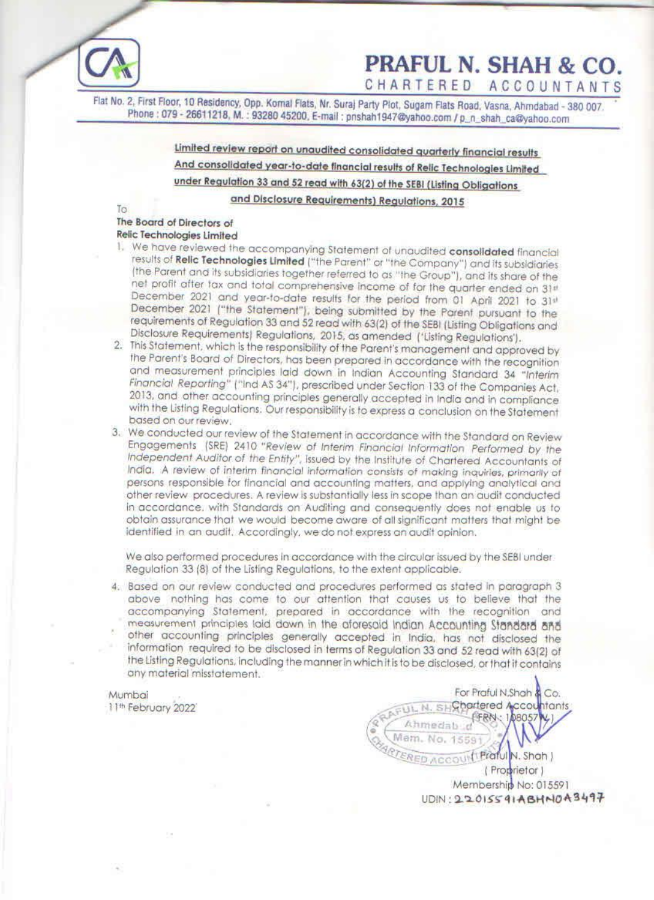# PRAFUL N. SHAH & CO.

CHARTERED ACCOUNTANTS

Flat No. 2, First Floor, 10 Residency, Opp. Komal Flats, Nr. Suraj Party Plot, Sugam Flats Road, Vasna, Ahmdabad - 380 007. Phone : 079 - 26611218, M. : 93280 45200, E-mail : pnshah1947@yahoo.com / p_n_shah_ca@yahoo.com

## Limited review report on unaudited consolidated quarterly financial results And consolidated year-to-date financial results of Relic Technologies Limited under Regulation 33 and 52 read with 63(2) of the SEBI (Listing Obligations and Disclosure Requirements) Regulations, 2015

To

**The Board of Directors of**
**Relic Technologies Limited**

1. We have reviewed the accompanying Statement of unaudited **consolidated** financial results of **Relic Technologies Limited** ("the Parent" or "the Company") and its subsidiaries (the Parent and its subsidiaries together referred to as "the Group"), and its share of the net profit after tax and total comprehensive income of for the quarter ended on 31st December 2021 and year-to-date results for the period from 01 April 2021 to 31st December 2021 ("the Statement"), being submitted by the Parent pursuant to the requirements of Regulation 33 and 52 read with 63(2) of the SEBI (Listing Obligations and Disclosure Requirements) Regulations, 2015, as amended ('Listing Regulations').
2. This Statement, which is the responsibility of the Parent's management and approved by the Parent's Board of Directors, has been prepared in accordance with the recognition and measurement principles laid down in Indian Accounting Standard 34 *"Interim Financial Reporting"* ("Ind AS 34"), prescribed under Section 133 of the Companies Act, 2013, and other accounting principles generally accepted in India and in compliance with the Listing Regulations. Our responsibility is to express a conclusion on the Statement based on our review.
3. We conducted our review of the Statement in accordance with the Standard on Review Engagements (SRE) 2410 *"Review of Interim Financial Information Performed by the Independent Auditor of the Entity"*, issued by the Institute of Chartered Accountants of India. A review of interim financial information consists of making inquiries, primarily of persons responsible for financial and accounting matters, and applying analytical and other review procedures. A review is substantially less in scope than an audit conducted in accordance, with Standards on Auditing and consequently does not enable us to obtain assurance that we would become aware of all significant matters that might be identified in an audit. Accordingly, we do not express an audit opinion.

   We also performed procedures in accordance with the circular issued by the SEBI under Regulation 33 (8) of the Listing Regulations, to the extent applicable.

4. Based on our review conducted and procedures performed as stated in paragraph 3 above nothing has come to our attention that causes us to believe that the accompanying Statement, prepared in accordance with the recognition and measurement principles laid down in the aforesaid Indian Accounting Standard and other accounting principles generally accepted in India, has not disclosed the information required to be disclosed in terms of Regulation 33 and 52 read with 63(2) of the Listing Regulations, including the manner in which it is to be disclosed, or that it contains any material misstatement.

Mumbai
11th February 2022

For Praful N.Shah & Co.
Chartered Accountants
(FRN: 108057W)

(Praful N. Shah)
(Proprietor)
Membership No: 015591
UDIN: 22015591ABHNOA3497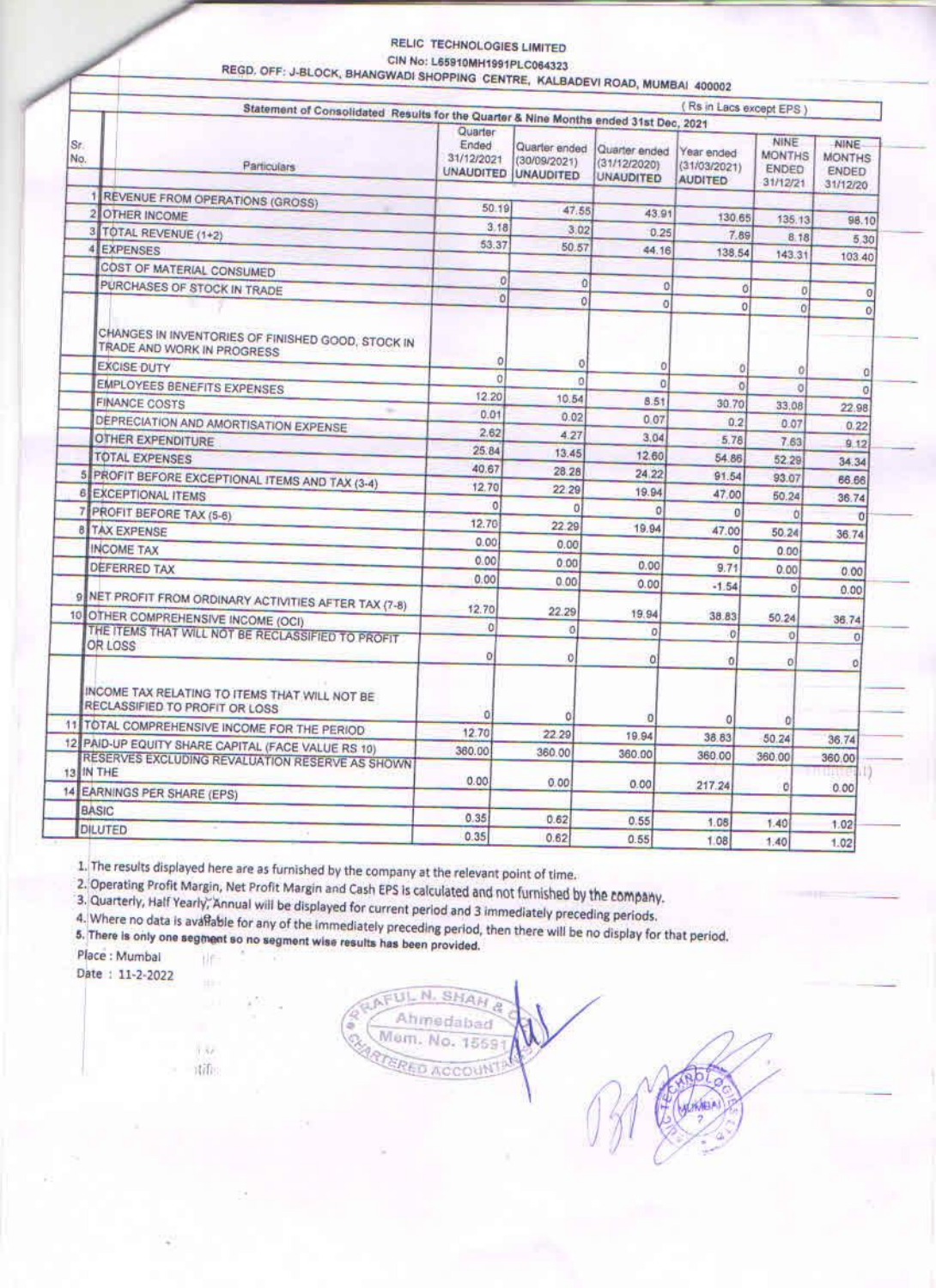# RELIC TECHNOLOGIES LIMITED

CIN No: L65910MH1991PLC064323

REGD. OFF: J-BLOCK, BHANGWADI SHOPPING CENTRE, KALBADEVI ROAD, MUMBAI 400002

( Rs in Lacs except EPS )

**Statement of Consolidated Results for the Quarter & Nine Months ended 31st Dec, 2021**

| Sr. No. | Particulars | Quarter Ended 31/12/2021 UNAUDITED | Quarter ended (30/09/2021) UNAUDITED | Quarter ended (31/12/2020) UNAUDITED | Year ended (31/03/2021) AUDITED | NINE MONTHS ENDED 31/12/21 | NINE MONTHS ENDED 31/12/20 |
|---|---|---|---|---|---|---|---|
| 1 | REVENUE FROM OPERATIONS (GROSS) | 50.19 | 47.55 | 43.91 | 130.65 | 135.13 | 98.10 |
| 2 | OTHER INCOME | 3.18 | 3.02 | 0.25 | 7.89 | 8.18 | 5.30 |
| 3 | TOTAL REVENUE (1+2) | 53.37 | 50.57 | 44.16 | 138.54 | 143.31 | 103.40 |
| 4 | EXPENSES | | | | | | |
| | COST OF MATERIAL CONSUMED | 0 | 0 | 0 | 0 | 0 | 0 |
| | PURCHASES OF STOCK IN TRADE | 0 | 0 | 0 | 0 | 0 | 0 |
| | CHANGES IN INVENTORIES OF FINISHED GOOD, STOCK IN TRADE AND WORK IN PROGRESS | 0 | 0 | 0 | 0 | 0 | 0 |
| | EXCISE DUTY | 0 | 0 | 0 | 0 | 0 | 0 |
| | EMPLOYEES BENEFITS EXPENSES | 12.20 | 10.54 | 8.51 | 30.70 | 33.08 | 22.98 |
| | FINANCE COSTS | 0.01 | 0.02 | 0.07 | 0.2 | 0.07 | 0.22 |
| | DEPRECIATION AND AMORTISATION EXPENSE | 2.62 | 4.27 | 3.04 | 5.78 | 7.63 | 9.12 |
| | OTHER EXPENDITURE | 25.84 | 13.45 | 12.60 | 54.86 | 52.29 | 34.34 |
| | TOTAL EXPENSES | 40.67 | 28.28 | 24.22 | 91.54 | 93.07 | 66.66 |
| 5 | PROFIT BEFORE EXCEPTIONAL ITEMS AND TAX (3-4) | 12.70 | 22.29 | 19.94 | 47.00 | 50.24 | 36.74 |
| 6 | EXCEPTIONAL ITEMS | 0 | 0 | 0 | 0 | 0 | 0 |
| 7 | PROFIT BEFORE TAX (5-6) | 12.70 | 22.29 | 19.94 | 47.00 | 50.24 | 36.74 |
| 8 | TAX EXPENSE | 0.00 | 0.00 | | 0 | 0.00 | |
| | INCOME TAX | 0.00 | 0.00 | 0.00 | 9.71 | 0.00 | 0.00 |
| | DEFERRED TAX | 0.00 | 0.00 | 0.00 | -1.54 | 0 | 0.00 |
| 9 | NET PROFIT FROM ORDINARY ACTIVITIES AFTER TAX (7-8) | 12.70 | 22.29 | 19.94 | 38.83 | 50.24 | 36.74 |
| 10 | OTHER COMPREHENSIVE INCOME (OCI) | 0 | 0 | 0 | 0 | 0 | 0 |
| | THE ITEMS THAT WILL NOT BE RECLASSIFIED TO PROFIT OR LOSS | 0 | 0 | 0 | 0 | 0 | 0 |
| | INCOME TAX RELATING TO ITEMS THAT WILL NOT BE RECLASSIFIED TO PROFIT OR LOSS | 0 | 0 | 0 | 0 | 0 | |
| 11 | TOTAL COMPREHENSIVE INCOME FOR THE PERIOD | 12.70 | 22.29 | 19.94 | 38.83 | 50.24 | 36.74 |
| 12 | PAID-UP EQUITY SHARE CAPITAL (FACE VALUE RS 10) | 360.00 | 360.00 | 360.00 | 360.00 | 360.00 | 360.00 |
| 13 | RESERVES EXCLUDING REVALUATION RESERVE AS SHOWN IN THE | 0.00 | 0.00 | 0.00 | 217.24 | 0 | 0.00 |
| 14 | EARNINGS PER SHARE (EPS) | | | | | | |
| | BASIC | 0.35 | 0.62 | 0.55 | 1.08 | 1.40 | 1.02 |
| | DILUTED | 0.35 | 0.62 | 0.55 | 1.08 | 1.40 | 1.02 |

1. The results displayed here are as furnished by the company at the relevant point of time.
2. Operating Profit Margin, Net Profit Margin and Cash EPS is calculated and not furnished by the company.
3. Quarterly, Half Yearly, Annual will be displayed for current period and 3 immediately preceding periods.
4. Where no data is available for any of the immediately preceding period, then there will be no display for that period.
5. There is only one segment so no segment wise results has been provided.

Place : Mumbai

Date : 11-2-2022

PRAFUL N. SHAH & CO. Ahmedabad Mem. No. 15591 CHARTERED ACCOUNTANTS